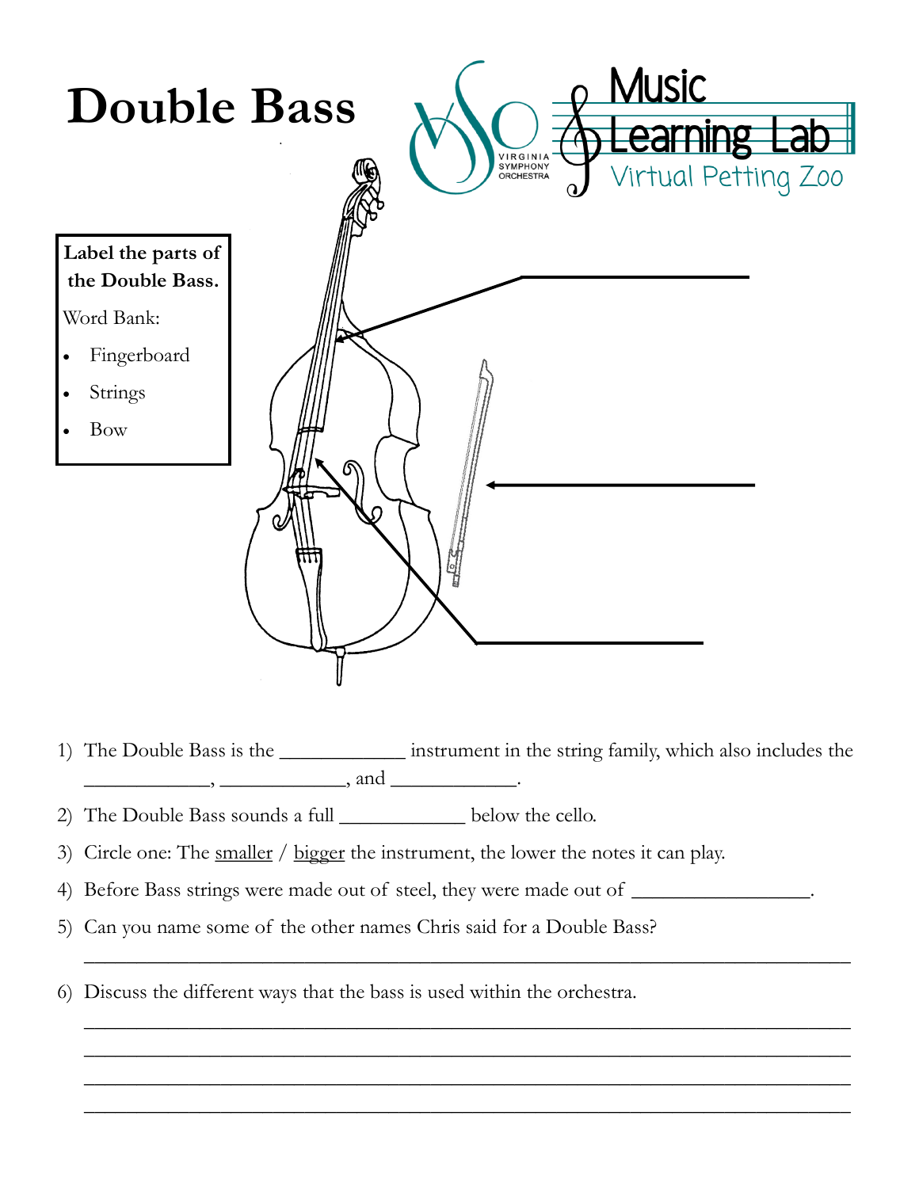# Double Bass

Music Learning Lab

Virtual Petting Zoo

VIRGINIA SYMPHONY ORCHESTRA

**Label the parts of the Double Bass.**

Word Bank:

- Fingerboard
- Strings
- Bow

______________

______________

______________

1) The Double Bass is the ____________ instrument in the string family, which also includes the ____________, ____________, and ____________.
2) The Double Bass sounds a full ____________ below the cello.
3) Circle one: The smaller / bigger the instrument, the lower the notes it can play.
4) Before Bass strings were made out of steel, they were made out of ________________.
5) Can you name some of the other names Chris said for a Double Bass?

    ______________________________________________________________________________

6) Discuss the different ways that the bass is used within the orchestra.

    ______________________________________________________________________________

    ______________________________________________________________________________

    ______________________________________________________________________________

    ______________________________________________________________________________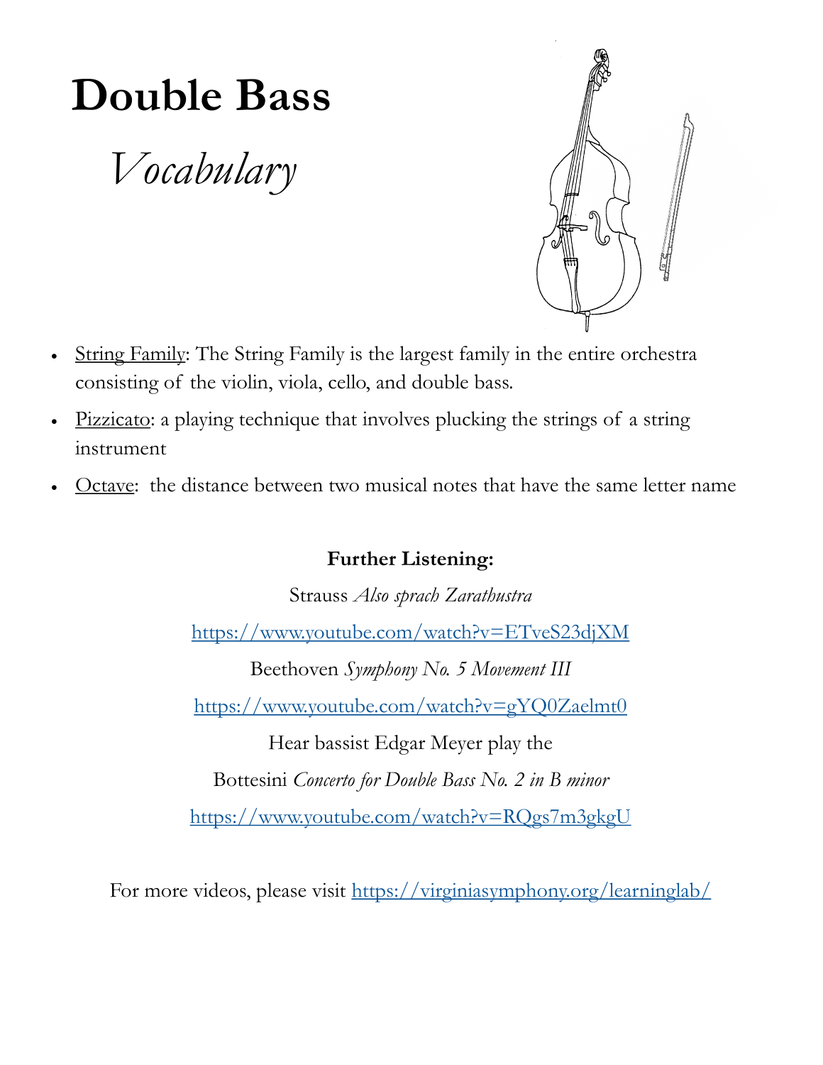# Double Bass

## *Vocabulary*

- String Family: The String Family is the largest family in the entire orchestra consisting of the violin, viola, cello, and double bass.
- Pizzicato: a playing technique that involves plucking the strings of a string instrument
- Octave: the distance between two musical notes that have the same letter name

**Further Listening:**

Strauss *Also sprach Zarathustra*

https://www.youtube.com/watch?v=ETveS23djXM

Beethoven *Symphony No. 5 Movement III*

https://www.youtube.com/watch?v=gYQ0Zaelmt0

Hear bassist Edgar Meyer play the

Bottesini *Concerto for Double Bass No. 2 in B minor*

https://www.youtube.com/watch?v=RQgs7m3gkgU

For more videos, please visit https://virginiasymphony.org/learninglab/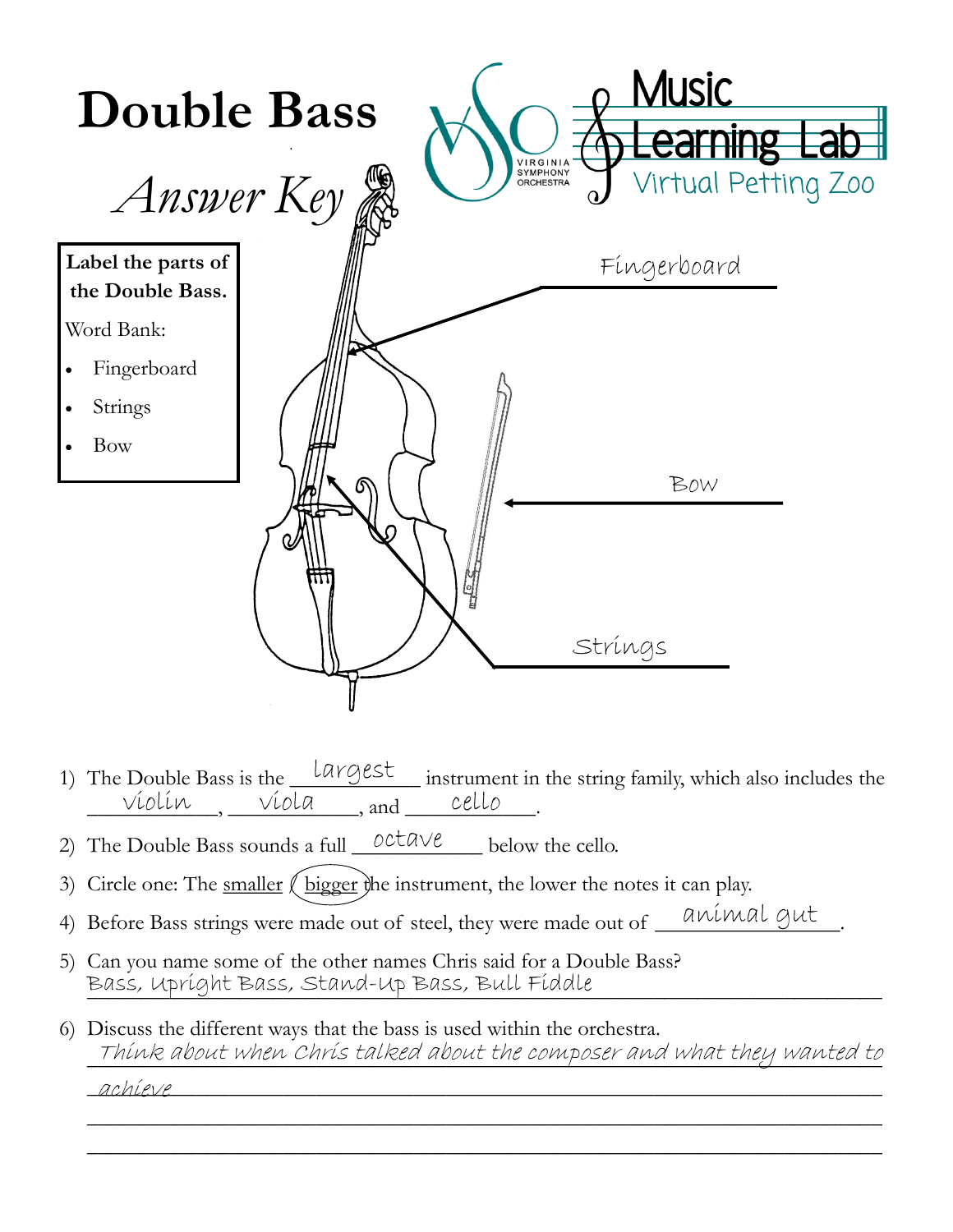# Double Bass

*Answer Key*

Virginia Symphony Orchestra — Music Learning Lab — Virtual Petting Zoo

**Label the parts of the Double Bass.**

Word Bank:

- Fingerboard
- Strings
- Bow

Fingerboard

Bow

Strings

1) The Double Bass is the largest instrument in the string family, which also includes the violin, viola, and cello.
2) The Double Bass sounds a full octave below the cello.
3) Circle one: The smaller / bigger the instrument, the lower the notes it can play. (bigger circled)
4) Before Bass strings were made out of steel, they were made out of animal gut.
5) Can you name some of the other names Chris said for a Double Bass?
   Bass, Upright Bass, Stand-Up Bass, Bull Fiddle
6) Discuss the different ways that the bass is used within the orchestra.
   Think about when Chris talked about the composer and what they wanted to achieve